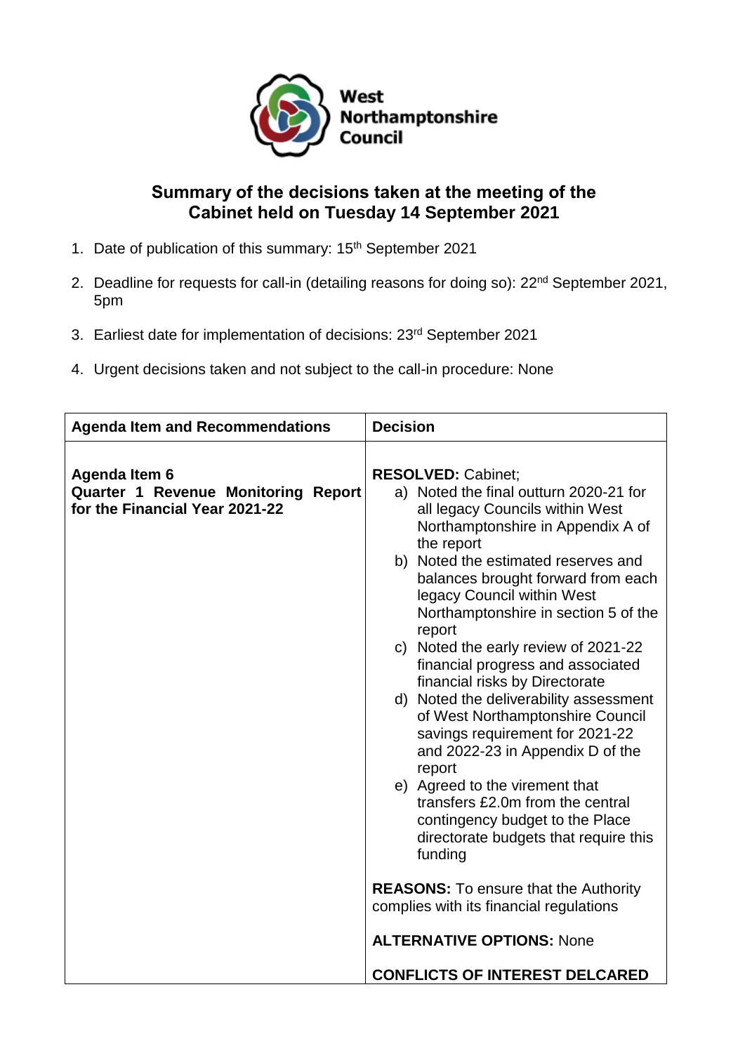West Northamptonshire Council

## Summary of the decisions taken at the meeting of the Cabinet held on Tuesday 14 September 2021

1. Date of publication of this summary: 15th September 2021
2. Deadline for requests for call-in (detailing reasons for doing so): 22nd September 2021, 5pm
3. Earliest date for implementation of decisions: 23rd September 2021
4. Urgent decisions taken and not subject to the call-in procedure: None

| Agenda Item and Recommendations | Decision |
|---|---|
| **Agenda Item 6**<br>**Quarter 1 Revenue Monitoring Report for the Financial Year 2021-22** | **RESOLVED:** Cabinet;<br>a) Noted the final outturn 2020-21 for all legacy Councils within West Northamptonshire in Appendix A of the report<br>b) Noted the estimated reserves and balances brought forward from each legacy Council within West Northamptonshire in section 5 of the report<br>c) Noted the early review of 2021-22 financial progress and associated financial risks by Directorate<br>d) Noted the deliverability assessment of West Northamptonshire Council savings requirement for 2021-22 and 2022-23 in Appendix D of the report<br>e) Agreed to the virement that transfers £2.0m from the central contingency budget to the Place directorate budgets that require this funding<br><br>**REASONS:** To ensure that the Authority complies with its financial regulations<br><br>**ALTERNATIVE OPTIONS:** None<br><br>**CONFLICTS OF INTEREST DELCARED** |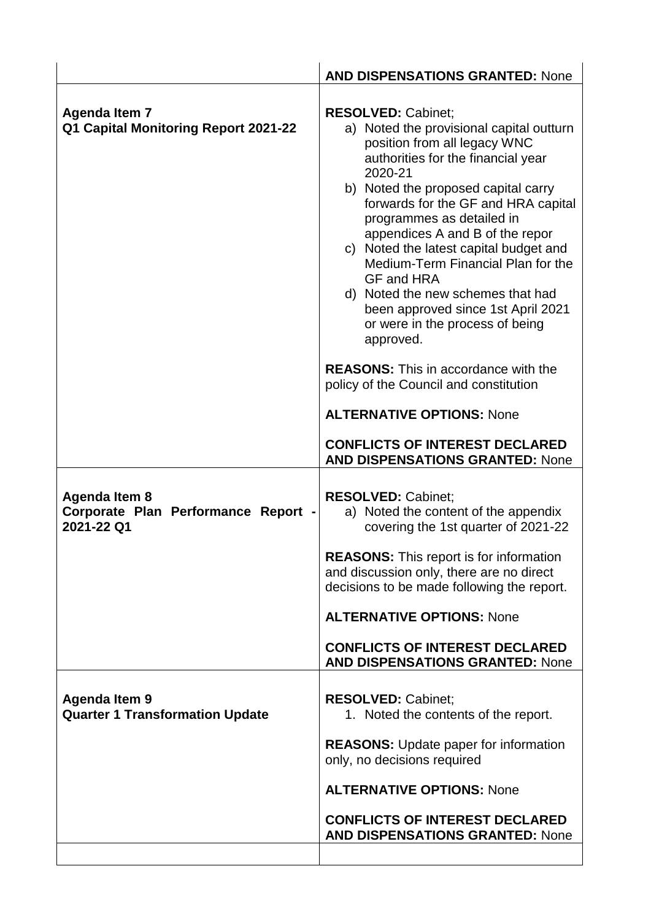| | |
|---|---|
| | **AND DISPENSATIONS GRANTED:** None |
| **Agenda Item 7**<br>**Q1 Capital Monitoring Report 2021-22** | **RESOLVED:** Cabinet;<br>a) Noted the provisional capital outturn position from all legacy WNC authorities for the financial year 2020-21<br>b) Noted the proposed capital carry forwards for the GF and HRA capital programmes as detailed in appendices A and B of the repor<br>c) Noted the latest capital budget and Medium-Term Financial Plan for the GF and HRA<br>d) Noted the new schemes that had been approved since 1st April 2021 or were in the process of being approved.<br><br>**REASONS:** This in accordance with the policy of the Council and constitution<br><br>**ALTERNATIVE OPTIONS:** None<br><br>**CONFLICTS OF INTEREST DECLARED AND DISPENSATIONS GRANTED:** None |
| **Agenda Item 8**<br>**Corporate Plan Performance Report - 2021-22 Q1** | **RESOLVED:** Cabinet;<br>a) Noted the content of the appendix covering the 1st quarter of 2021-22<br><br>**REASONS:** This report is for information and discussion only, there are no direct decisions to be made following the report.<br><br>**ALTERNATIVE OPTIONS:** None<br><br>**CONFLICTS OF INTEREST DECLARED AND DISPENSATIONS GRANTED:** None |
| **Agenda Item 9**<br>**Quarter 1 Transformation Update** | **RESOLVED:** Cabinet;<br>1. Noted the contents of the report.<br><br>**REASONS:** Update paper for information only, no decisions required<br><br>**ALTERNATIVE OPTIONS:** None<br><br>**CONFLICTS OF INTEREST DECLARED AND DISPENSATIONS GRANTED:** None |
| | |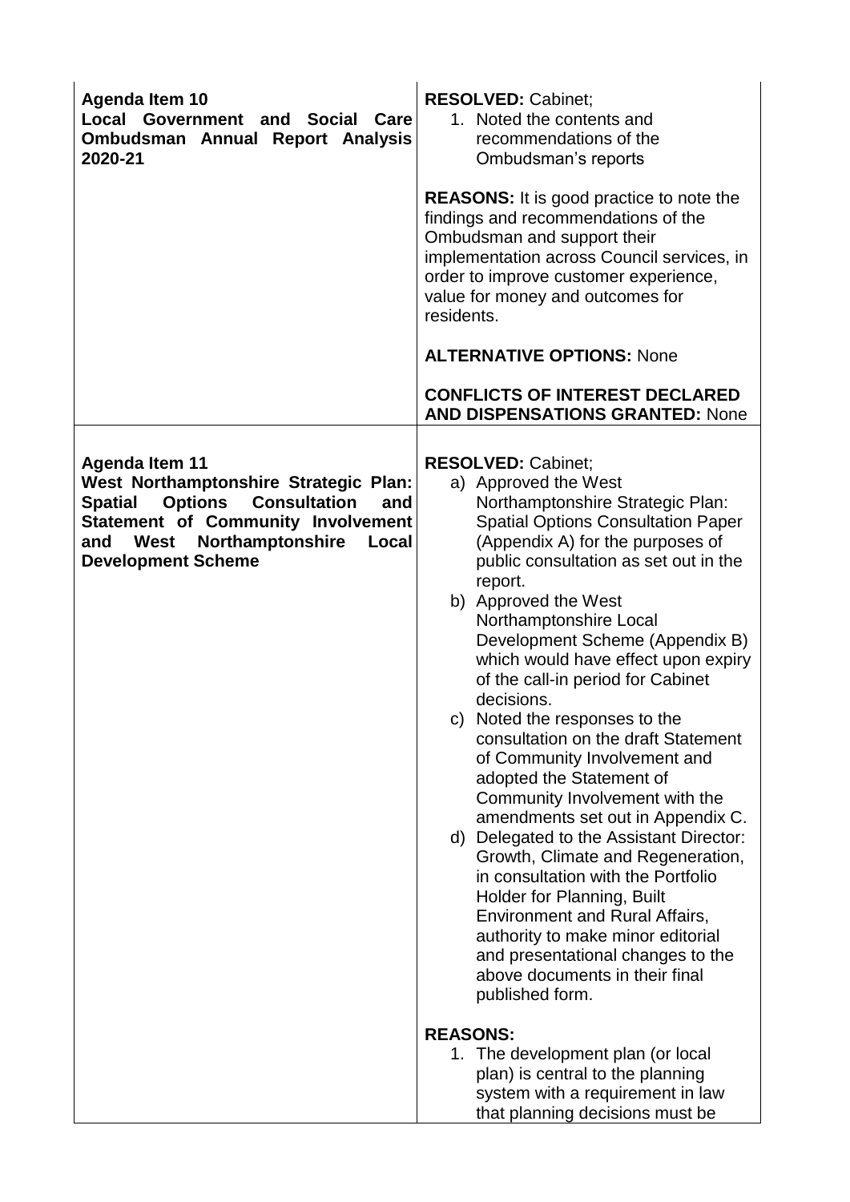| | |
|---|---|
| **Agenda Item 10**<br>**Local Government and Social Care Ombudsman Annual Report Analysis 2020-21** | **RESOLVED:** Cabinet;<br>1. Noted the contents and recommendations of the Ombudsman's reports<br><br>**REASONS:** It is good practice to note the findings and recommendations of the Ombudsman and support their implementation across Council services, in order to improve customer experience, value for money and outcomes for residents.<br><br>**ALTERNATIVE OPTIONS:** None<br><br>**CONFLICTS OF INTEREST DECLARED AND DISPENSATIONS GRANTED:** None |
| **Agenda Item 11**<br>**West Northamptonshire Strategic Plan: Spatial Options Consultation and Statement of Community Involvement and West Northamptonshire Local Development Scheme** | **RESOLVED:** Cabinet;<br>a) Approved the West Northamptonshire Strategic Plan: Spatial Options Consultation Paper (Appendix A) for the purposes of public consultation as set out in the report.<br>b) Approved the West Northamptonshire Local Development Scheme (Appendix B) which would have effect upon expiry of the call-in period for Cabinet decisions.<br>c) Noted the responses to the consultation on the draft Statement of Community Involvement and adopted the Statement of Community Involvement with the amendments set out in Appendix C.<br>d) Delegated to the Assistant Director: Growth, Climate and Regeneration, in consultation with the Portfolio Holder for Planning, Built Environment and Rural Affairs, authority to make minor editorial and presentational changes to the above documents in their final published form.<br><br>**REASONS:**<br>1. The development plan (or local plan) is central to the planning system with a requirement in law that planning decisions must be |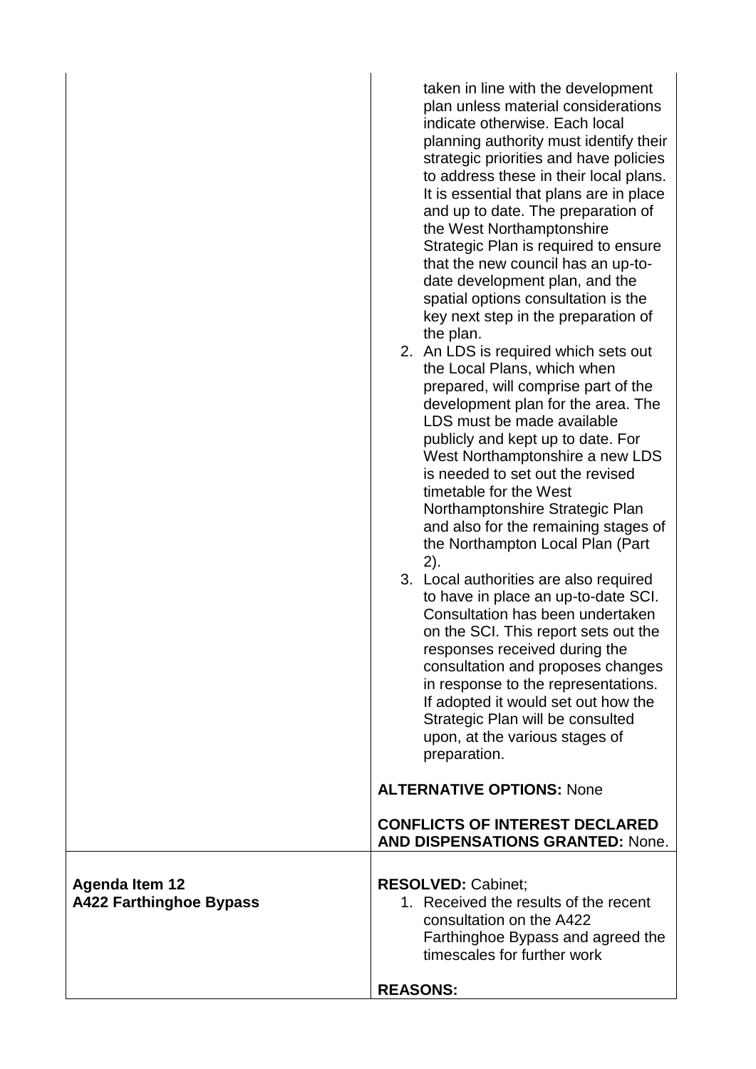| | |
|---|---|
| | taken in line with the development plan unless material considerations indicate otherwise. Each local planning authority must identify their strategic priorities and have policies to address these in their local plans. It is essential that plans are in place and up to date. The preparation of the West Northamptonshire Strategic Plan is required to ensure that the new council has an up-to-date development plan, and the spatial options consultation is the key next step in the preparation of the plan.<br>2. An LDS is required which sets out the Local Plans, which when prepared, will comprise part of the development plan for the area. The LDS must be made available publicly and kept up to date. For West Northamptonshire a new LDS is needed to set out the revised timetable for the West Northamptonshire Strategic Plan and also for the remaining stages of the Northampton Local Plan (Part 2).<br>3. Local authorities are also required to have in place an up-to-date SCI. Consultation has been undertaken on the SCI. This report sets out the responses received during the consultation and proposes changes in response to the representations. If adopted it would set out how the Strategic Plan will be consulted upon, at the various stages of preparation.<br><br>**ALTERNATIVE OPTIONS:** None<br><br>**CONFLICTS OF INTEREST DECLARED AND DISPENSATIONS GRANTED:** None. |
| **Agenda Item 12**<br>**A422 Farthinghoe Bypass** | **RESOLVED:** Cabinet;<br>1. Received the results of the recent consultation on the A422 Farthinghoe Bypass and agreed the timescales for further work<br><br>**REASONS:** |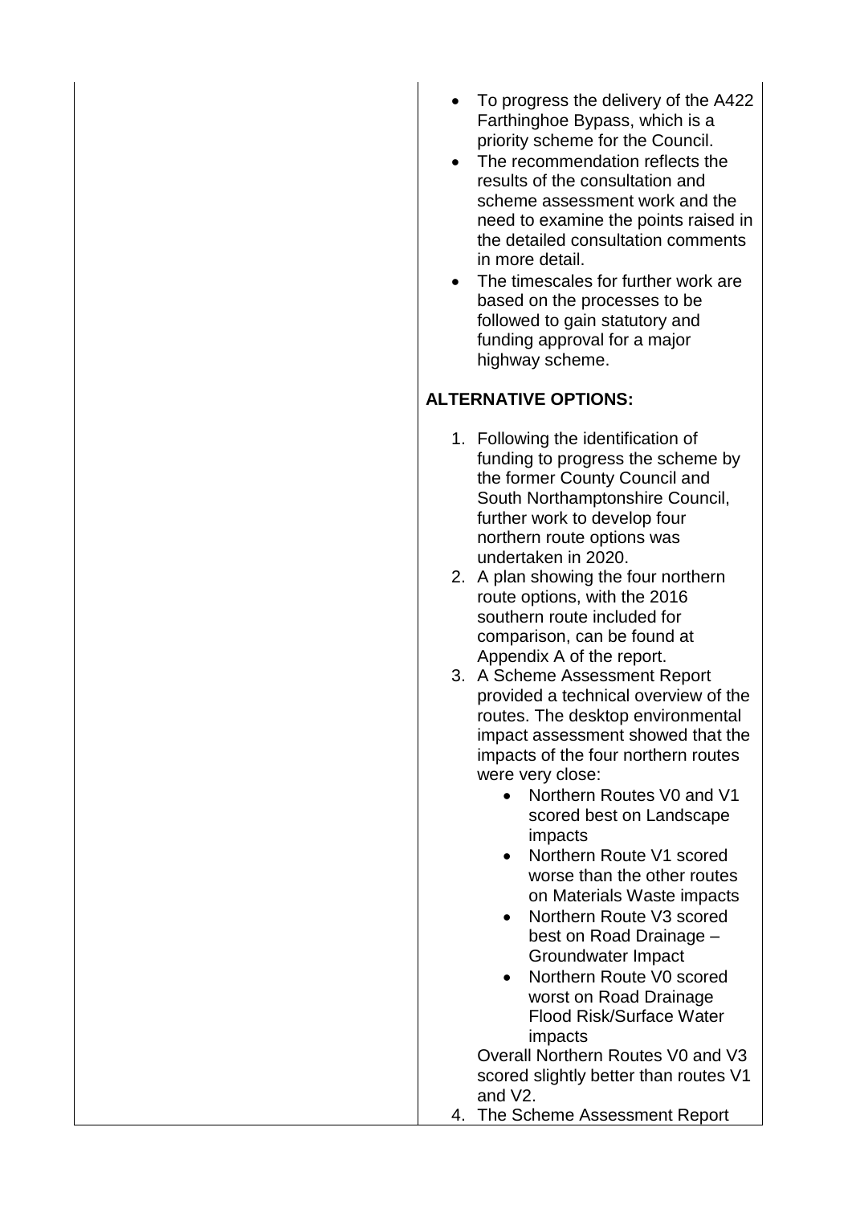- To progress the delivery of the A422 Farthinghoe Bypass, which is a priority scheme for the Council.
- The recommendation reflects the results of the consultation and scheme assessment work and the need to examine the points raised in the detailed consultation comments in more detail.
- The timescales for further work are based on the processes to be followed to gain statutory and funding approval for a major highway scheme.

**ALTERNATIVE OPTIONS:**

1. Following the identification of funding to progress the scheme by the former County Council and South Northamptonshire Council, further work to develop four northern route options was undertaken in 2020.
2. A plan showing the four northern route options, with the 2016 southern route included for comparison, can be found at Appendix A of the report.
3. A Scheme Assessment Report provided a technical overview of the routes. The desktop environmental impact assessment showed that the impacts of the four northern routes were very close:
    - Northern Routes V0 and V1 scored best on Landscape impacts
    - Northern Route V1 scored worse than the other routes on Materials Waste impacts
    - Northern Route V3 scored best on Road Drainage – Groundwater Impact
    - Northern Route V0 scored worst on Road Drainage Flood Risk/Surface Water impacts

   Overall Northern Routes V0 and V3 scored slightly better than routes V1 and V2.
4. The Scheme Assessment Report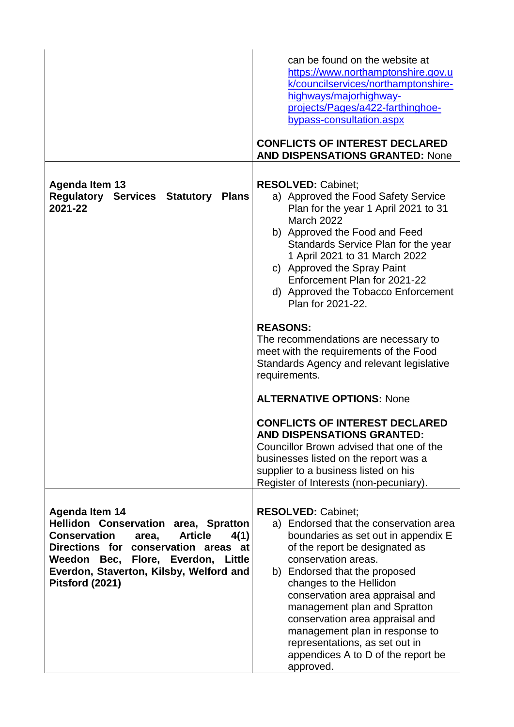| | |
|---|---|
| | can be found on the website at [https://www.northamptonshire.gov.uk/councilservices/northamptonshire-highways/majorhighway-projects/Pages/a422-farthinghoe-bypass-consultation.aspx](https://www.northamptonshire.gov.uk/councilservices/northamptonshire-highways/majorhighway-projects/Pages/a422-farthinghoe-bypass-consultation.aspx)<br><br>**CONFLICTS OF INTEREST DECLARED AND DISPENSATIONS GRANTED:** None |
| **Agenda Item 13**<br>**Regulatory Services Statutory Plans 2021-22** | **RESOLVED:** Cabinet;<br>a) Approved the Food Safety Service Plan for the year 1 April 2021 to 31 March 2022<br>b) Approved the Food and Feed Standards Service Plan for the year 1 April 2021 to 31 March 2022<br>c) Approved the Spray Paint Enforcement Plan for 2021-22<br>d) Approved the Tobacco Enforcement Plan for 2021-22.<br><br>**REASONS:**<br>The recommendations are necessary to meet with the requirements of the Food Standards Agency and relevant legislative requirements.<br><br>**ALTERNATIVE OPTIONS:** None<br><br>**CONFLICTS OF INTEREST DECLARED AND DISPENSATIONS GRANTED:**<br>Councillor Brown advised that one of the businesses listed on the report was a supplier to a business listed on his Register of Interests (non-pecuniary). |
| **Agenda Item 14**<br>**Hellidon Conservation area, Spratton Conservation area, Article 4(1) Directions for conservation areas at Weedon Bec, Flore, Everdon, Little Everdon, Staverton, Kilsby, Welford and Pitsford (2021)** | **RESOLVED:** Cabinet;<br>a) Endorsed that the conservation area boundaries as set out in appendix E of the report be designated as conservation areas.<br>b) Endorsed that the proposed changes to the Hellidon conservation area appraisal and management plan and Spratton conservation area appraisal and management plan in response to representations, as set out in appendices A to D of the report be approved. |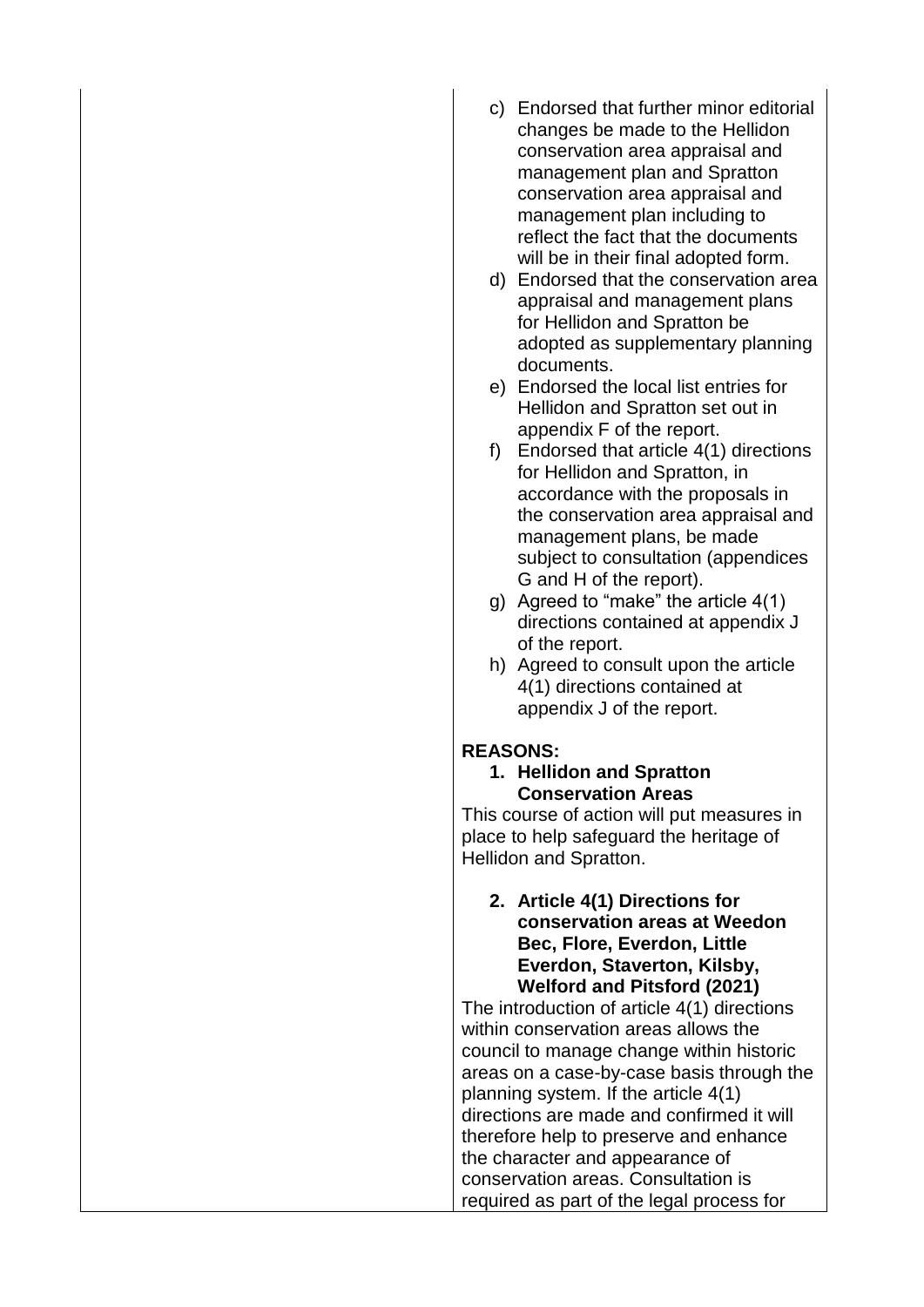| | c) Endorsed that further minor editorial changes be made to the Hellidon conservation area appraisal and management plan and Spratton conservation area appraisal and management plan including to reflect the fact that the documents will be in their final adopted form.<br>d) Endorsed that the conservation area appraisal and management plans for Hellidon and Spratton be adopted as supplementary planning documents.<br>e) Endorsed the local list entries for Hellidon and Spratton set out in appendix F of the report.<br>f) Endorsed that article 4(1) directions for Hellidon and Spratton, in accordance with the proposals in the conservation area appraisal and management plans, be made subject to consultation (appendices G and H of the report).<br>g) Agreed to "make" the article 4(1) directions contained at appendix J of the report.<br>h) Agreed to consult upon the article 4(1) directions contained at appendix J of the report.<br><br>**REASONS:**<br>**1. Hellidon and Spratton Conservation Areas**<br>This course of action will put measures in place to help safeguard the heritage of Hellidon and Spratton.<br><br>**2. Article 4(1) Directions for conservation areas at Weedon Bec, Flore, Everdon, Little Everdon, Staverton, Kilsby, Welford and Pitsford (2021)**<br>The introduction of article 4(1) directions within conservation areas allows the council to manage change within historic areas on a case-by-case basis through the planning system. If the article 4(1) directions are made and confirmed it will therefore help to preserve and enhance the character and appearance of conservation areas. Consultation is required as part of the legal process for |
|---|---|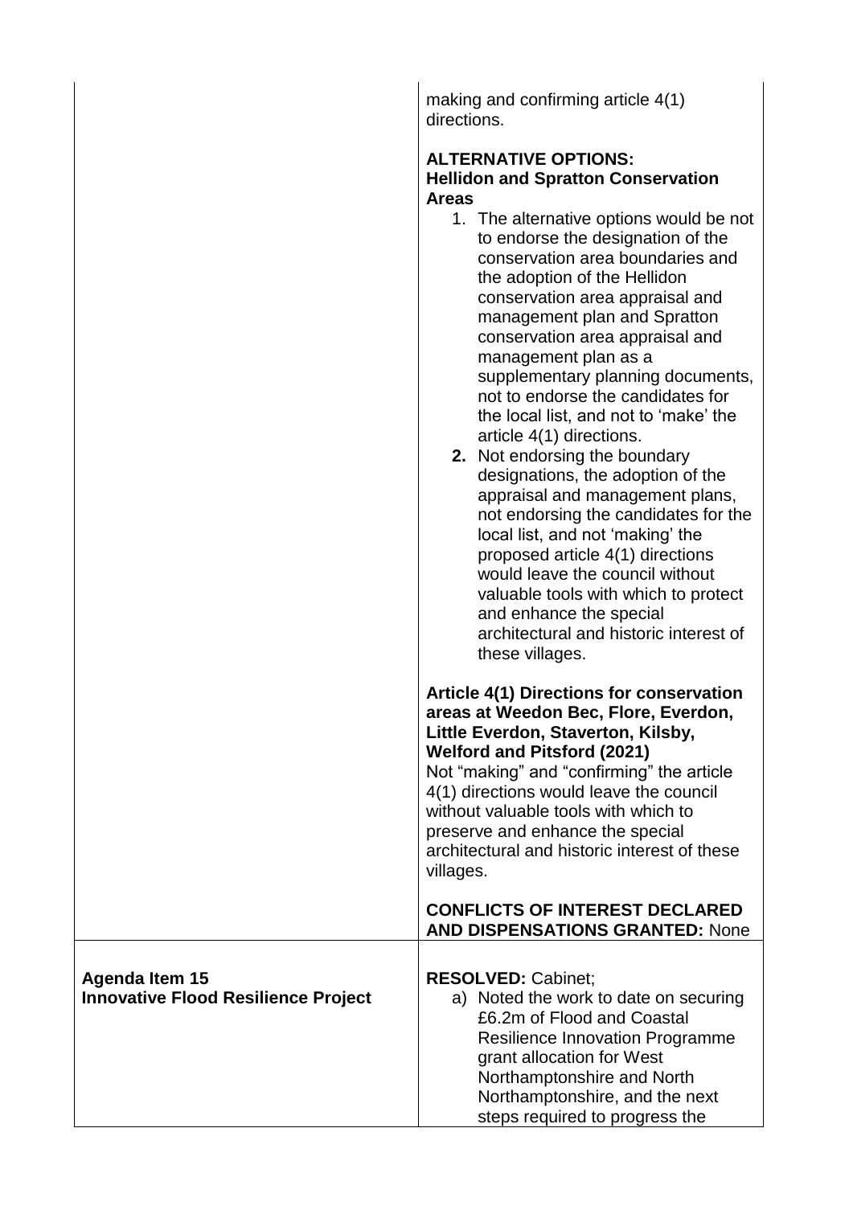| | |
|---|---|
| | making and confirming article 4(1) directions.<br><br>**ALTERNATIVE OPTIONS:**<br>**Hellidon and Spratton Conservation Areas**<br>1. The alternative options would be not to endorse the designation of the conservation area boundaries and the adoption of the Hellidon conservation area appraisal and management plan and Spratton conservation area appraisal and management plan as a supplementary planning documents, not to endorse the candidates for the local list, and not to 'make' the article 4(1) directions.<br>**2.** Not endorsing the boundary designations, the adoption of the appraisal and management plans, not endorsing the candidates for the local list, and not 'making' the proposed article 4(1) directions would leave the council without valuable tools with which to protect and enhance the special architectural and historic interest of these villages.<br><br>**Article 4(1) Directions for conservation areas at Weedon Bec, Flore, Everdon, Little Everdon, Staverton, Kilsby, Welford and Pitsford (2021)**<br>Not "making" and "confirming" the article 4(1) directions would leave the council without valuable tools with which to preserve and enhance the special architectural and historic interest of these villages.<br><br>**CONFLICTS OF INTEREST DECLARED AND DISPENSATIONS GRANTED:** None |
| **Agenda Item 15**<br>**Innovative Flood Resilience Project** | **RESOLVED:** Cabinet;<br>a) Noted the work to date on securing £6.2m of Flood and Coastal Resilience Innovation Programme grant allocation for West Northamptonshire and North Northamptonshire, and the next steps required to progress the |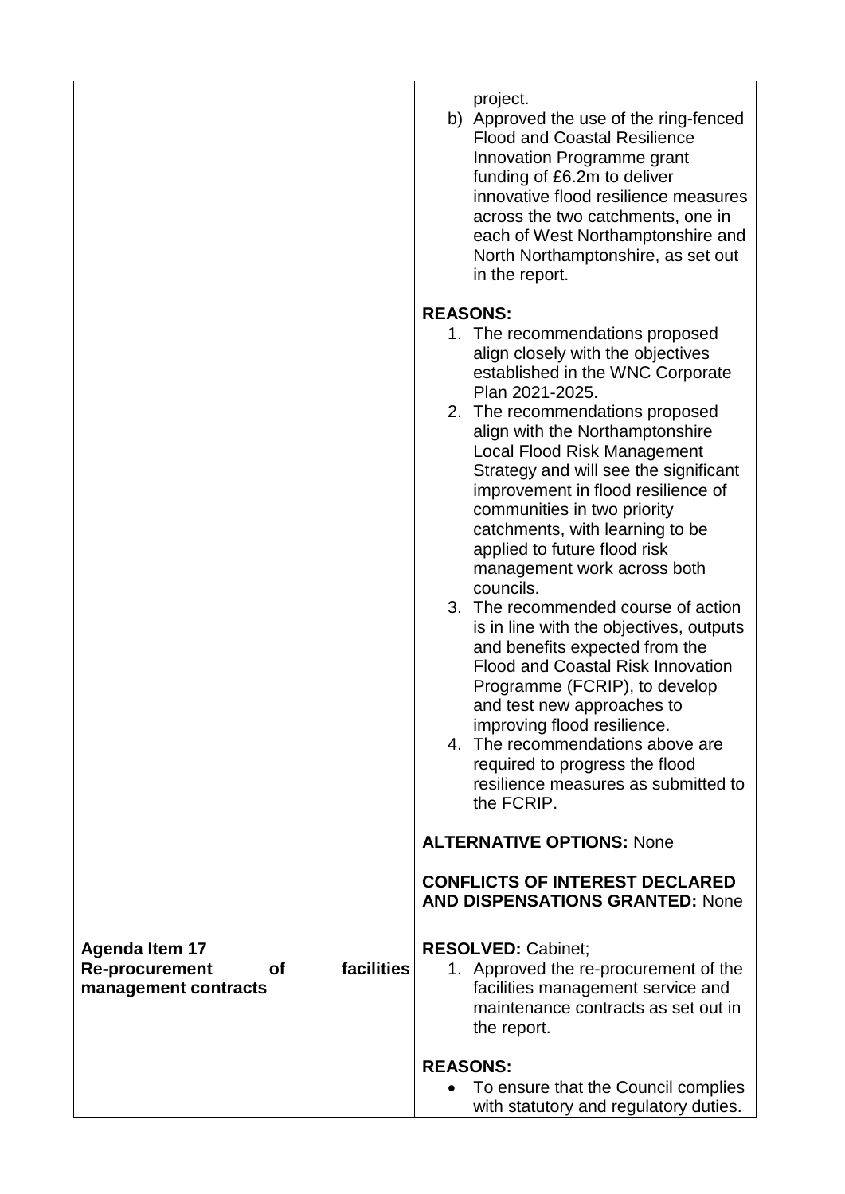| | |
|---|---|
| | project.<br>b) Approved the use of the ring-fenced Flood and Coastal Resilience Innovation Programme grant funding of £6.2m to deliver innovative flood resilience measures across the two catchments, one in each of West Northamptonshire and North Northamptonshire, as set out in the report.<br><br>**REASONS:**<br>1. The recommendations proposed align closely with the objectives established in the WNC Corporate Plan 2021-2025.<br>2. The recommendations proposed align with the Northamptonshire Local Flood Risk Management Strategy and will see the significant improvement in flood resilience of communities in two priority catchments, with learning to be applied to future flood risk management work across both councils.<br>3. The recommended course of action is in line with the objectives, outputs and benefits expected from the Flood and Coastal Risk Innovation Programme (FCRIP), to develop and test new approaches to improving flood resilience.<br>4. The recommendations above are required to progress the flood resilience measures as submitted to the FCRIP.<br><br>**ALTERNATIVE OPTIONS:** None<br><br>**CONFLICTS OF INTEREST DECLARED AND DISPENSATIONS GRANTED:** None |
| **Agenda Item 17**<br>**Re-procurement of facilities management contracts** | **RESOLVED:** Cabinet;<br>1. Approved the re-procurement of the facilities management service and maintenance contracts as set out in the report.<br><br>**REASONS:**<br>• To ensure that the Council complies with statutory and regulatory duties. |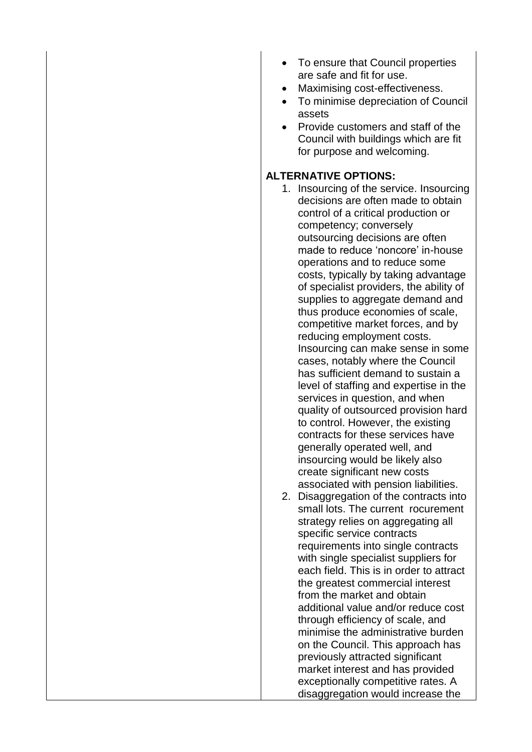| | |
|---|---|
| | - To ensure that Council properties are safe and fit for use.<br>- Maximising cost-effectiveness.<br>- To minimise depreciation of Council assets<br>- Provide customers and staff of the Council with buildings which are fit for purpose and welcoming.<br><br>**ALTERNATIVE OPTIONS:**<br>1. Insourcing of the service. Insourcing decisions are often made to obtain control of a critical production or competency; conversely outsourcing decisions are often made to reduce 'noncore' in-house operations and to reduce some costs, typically by taking advantage of specialist providers, the ability of supplies to aggregate demand and thus produce economies of scale, competitive market forces, and by reducing employment costs. Insourcing can make sense in some cases, notably where the Council has sufficient demand to sustain a level of staffing and expertise in the services in question, and when quality of outsourced provision hard to control. However, the existing contracts for these services have generally operated well, and insourcing would be likely also create significant new costs associated with pension liabilities.<br>2. Disaggregation of the contracts into small lots. The current rocurement strategy relies on aggregating all specific service contracts requirements into single contracts with single specialist suppliers for each field. This is in order to attract the greatest commercial interest from the market and obtain additional value and/or reduce cost through efficiency of scale, and minimise the administrative burden on the Council. This approach has previously attracted significant market interest and has provided exceptionally competitive rates. A disaggregation would increase the |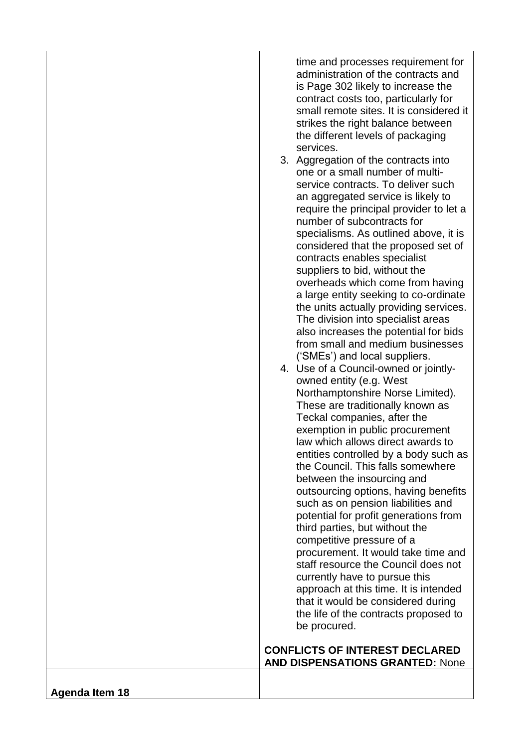| | time and processes requirement for administration of the contracts and is Page 302 likely to increase the contract costs too, particularly for small remote sites. It is considered it strikes the right balance between the different levels of packaging services.<br>3. Aggregation of the contracts into one or a small number of multi-service contracts. To deliver such an aggregated service is likely to require the principal provider to let a number of subcontracts for specialisms. As outlined above, it is considered that the proposed set of contracts enables specialist suppliers to bid, without the overheads which come from having a large entity seeking to co-ordinate the units actually providing services. The division into specialist areas also increases the potential for bids from small and medium businesses ('SMEs') and local suppliers.<br>4. Use of a Council-owned or jointly-owned entity (e.g. West Northamptonshire Norse Limited). These are traditionally known as Teckal companies, after the exemption in public procurement law which allows direct awards to entities controlled by a body such as the Council. This falls somewhere between the insourcing and outsourcing options, having benefits such as on pension liabilities and potential for profit generations from third parties, but without the competitive pressure of a procurement. It would take time and staff resource the Council does not currently have to pursue this approach at this time. It is intended that it would be considered during the life of the contracts proposed to be procured.<br><br>**CONFLICTS OF INTEREST DECLARED AND DISPENSATIONS GRANTED:** None |
|---|---|
| **Agenda Item 18** | |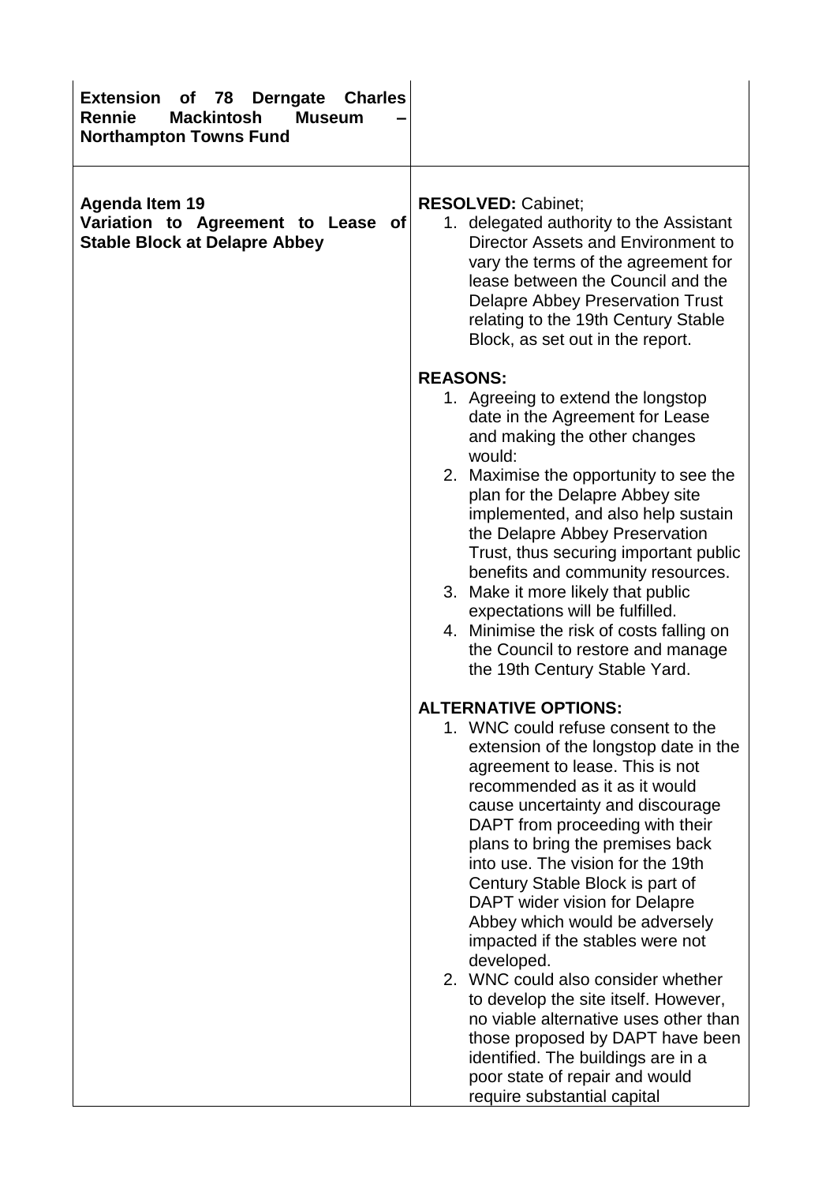| | |
|---|---|
| **Extension of 78 Derngate Charles Rennie Mackintosh Museum – Northampton Towns Fund** | |
| **Agenda Item 19**<br>**Variation to Agreement to Lease of Stable Block at Delapre Abbey** | **RESOLVED:** Cabinet;<br>1. delegated authority to the Assistant Director Assets and Environment to vary the terms of the agreement for lease between the Council and the Delapre Abbey Preservation Trust relating to the 19th Century Stable Block, as set out in the report.<br><br>**REASONS:**<br>1. Agreeing to extend the longstop date in the Agreement for Lease and making the other changes would:<br>2. Maximise the opportunity to see the plan for the Delapre Abbey site implemented, and also help sustain the Delapre Abbey Preservation Trust, thus securing important public benefits and community resources.<br>3. Make it more likely that public expectations will be fulfilled.<br>4. Minimise the risk of costs falling on the Council to restore and manage the 19th Century Stable Yard.<br><br>**ALTERNATIVE OPTIONS:**<br>1. WNC could refuse consent to the extension of the longstop date in the agreement to lease. This is not recommended as it as it would cause uncertainty and discourage DAPT from proceeding with their plans to bring the premises back into use. The vision for the 19th Century Stable Block is part of DAPT wider vision for Delapre Abbey which would be adversely impacted if the stables were not developed.<br>2. WNC could also consider whether to develop the site itself. However, no viable alternative uses other than those proposed by DAPT have been identified. The buildings are in a poor state of repair and would require substantial capital |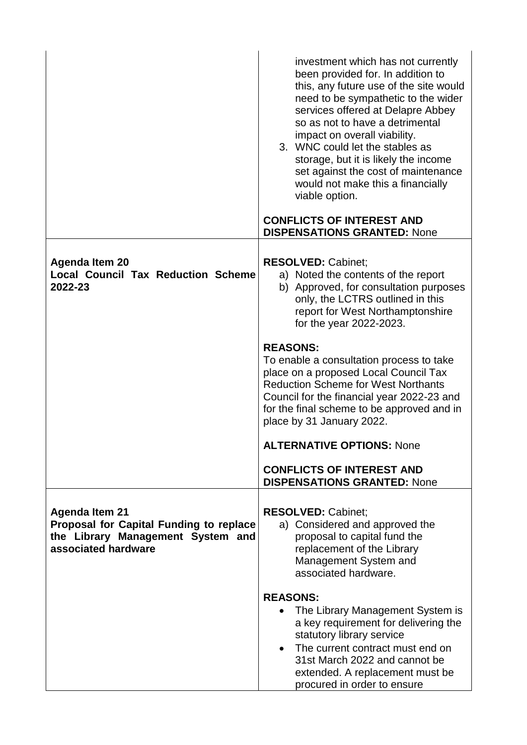| | |
|---|---|
| | investment which has not currently been provided for. In addition to this, any future use of the site would need to be sympathetic to the wider services offered at Delapre Abbey so as not to have a detrimental impact on overall viability.<br>3. WNC could let the stables as storage, but it is likely the income set against the cost of maintenance would not make this a financially viable option.<br><br>**CONFLICTS OF INTEREST AND DISPENSATIONS GRANTED:** None |
| **Agenda Item 20**<br>**Local Council Tax Reduction Scheme 2022-23** | **RESOLVED:** Cabinet;<br>a) Noted the contents of the report<br>b) Approved, for consultation purposes only, the LCTRS outlined in this report for West Northamptonshire for the year 2022-2023.<br><br>**REASONS:**<br>To enable a consultation process to take place on a proposed Local Council Tax Reduction Scheme for West Northants Council for the financial year 2022-23 and for the final scheme to be approved and in place by 31 January 2022.<br><br>**ALTERNATIVE OPTIONS:** None<br><br>**CONFLICTS OF INTEREST AND DISPENSATIONS GRANTED:** None |
| **Agenda Item 21**<br>**Proposal for Capital Funding to replace the Library Management System and associated hardware** | **RESOLVED:** Cabinet;<br>a) Considered and approved the proposal to capital fund the replacement of the Library Management System and associated hardware.<br><br>**REASONS:**<br>• The Library Management System is a key requirement for delivering the statutory library service<br>• The current contract must end on 31st March 2022 and cannot be extended. A replacement must be procured in order to ensure |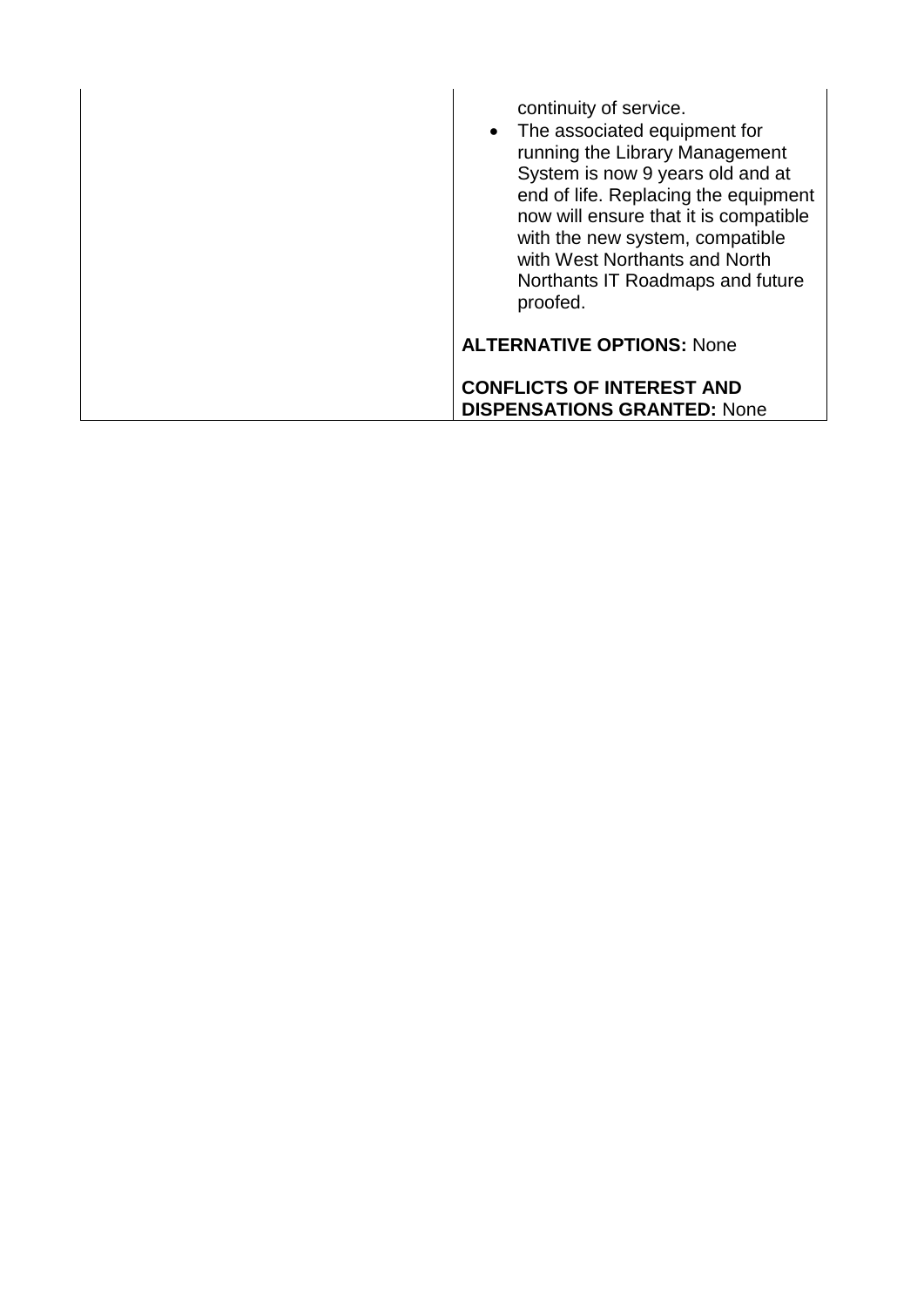| | |
|---|---|
| | continuity of service.<br>• The associated equipment for running the Library Management System is now 9 years old and at end of life. Replacing the equipment now will ensure that it is compatible with the new system, compatible with West Northants and North Northants IT Roadmaps and future proofed.<br><br>**ALTERNATIVE OPTIONS:** None<br><br>**CONFLICTS OF INTEREST AND DISPENSATIONS GRANTED:** None |